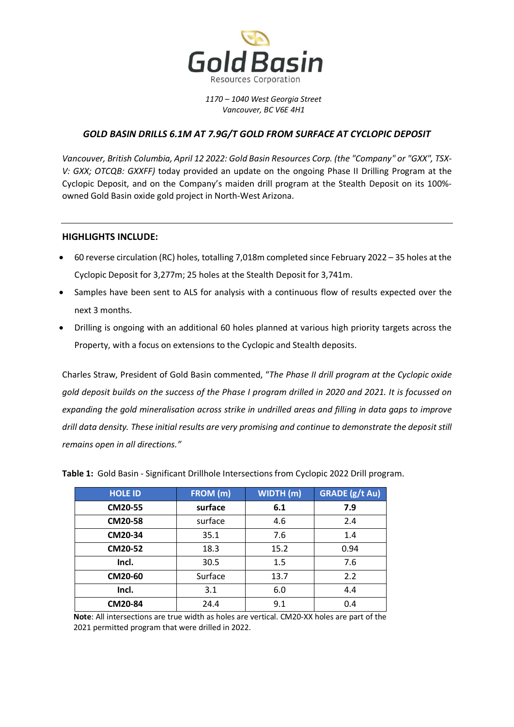Gold Basin

Resources Corporation

*1170 – 1040 West Georgia Street*
*Vancouver, BC V6E 4H1*

## *GOLD BASIN DRILLS 6.1M AT 7.9G/T GOLD FROM SURFACE AT CYCLOPIC DEPOSIT*

*Vancouver, British Columbia, April 12 2022: Gold Basin Resources Corp. (the "Company" or "GXX", TSX-V: GXX; OTCQB: GXXFF)* today provided an update on the ongoing Phase II Drilling Program at the Cyclopic Deposit, and on the Company's maiden drill program at the Stealth Deposit on its 100%-owned Gold Basin oxide gold project in North-West Arizona.

---

### HIGHLIGHTS INCLUDE:

- 60 reverse circulation (RC) holes, totalling 7,018m completed since February 2022 – 35 holes at the Cyclopic Deposit for 3,277m; 25 holes at the Stealth Deposit for 3,741m.
- Samples have been sent to ALS for analysis with a continuous flow of results expected over the next 3 months.
- Drilling is ongoing with an additional 60 holes planned at various high priority targets across the Property, with a focus on extensions to the Cyclopic and Stealth deposits.

Charles Straw, President of Gold Basin commented, "*The Phase II drill program at the Cyclopic oxide gold deposit builds on the success of the Phase I program drilled in 2020 and 2021. It is focussed on expanding the gold mineralisation across strike in undrilled areas and filling in data gaps to improve drill data density. These initial results are very promising and continue to demonstrate the deposit still remains open in all directions.*"

**Table 1:** Gold Basin - Significant Drillhole Intersections from Cyclopic 2022 Drill program.

| HOLE ID | FROM (m) | WIDTH (m) | GRADE (g/t Au) |
|---|---|---|---|
| **CM20-55** | **surface** | **6.1** | **7.9** |
| **CM20-58** | surface | 4.6 | 2.4 |
| **CM20-34** | 35.1 | 7.6 | 1.4 |
| **CM20-52** | 18.3 | 15.2 | 0.94 |
| **Incl.** | 30.5 | 1.5 | 7.6 |
| **CM20-60** | Surface | 13.7 | 2.2 |
| **Incl.** | 3.1 | 6.0 | 4.4 |
| **CM20-84** | 24.4 | 9.1 | 0.4 |

**Note**: All intersections are true width as holes are vertical. CM20-XX holes are part of the 2021 permitted program that were drilled in 2022.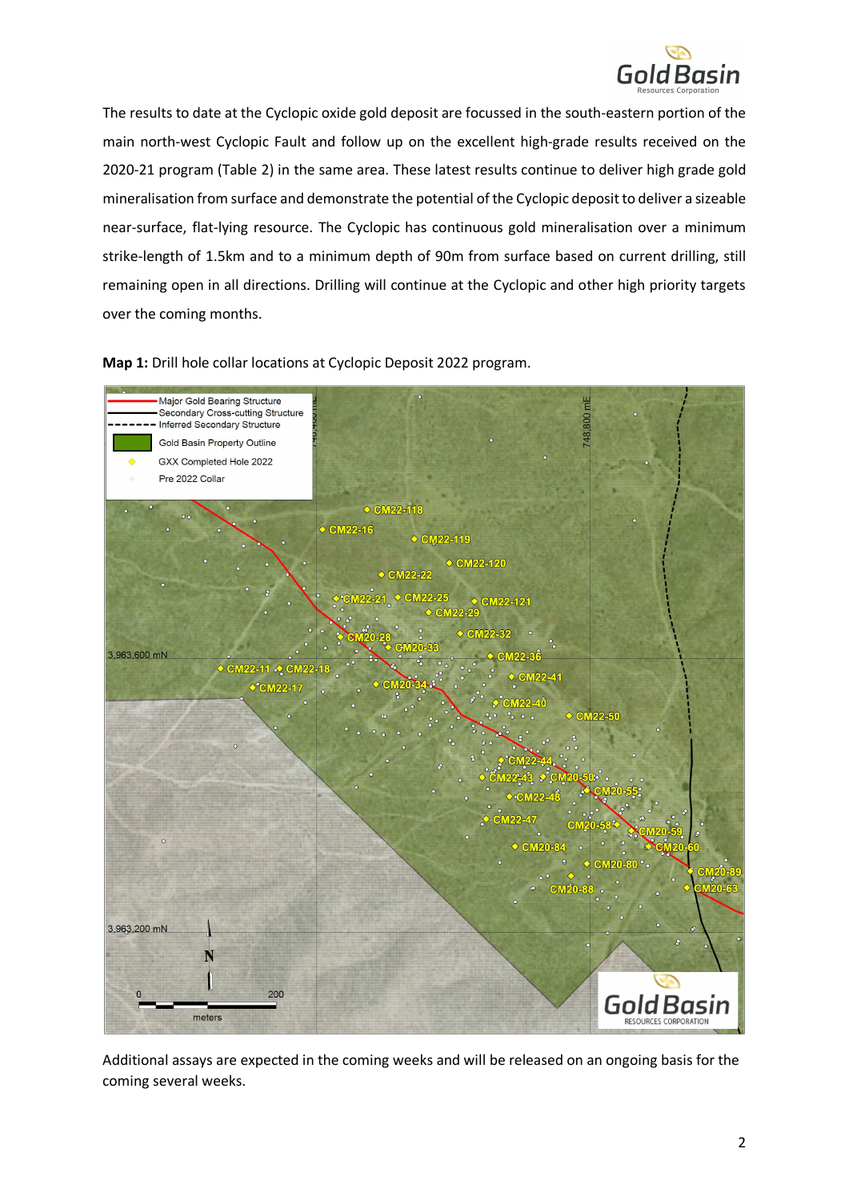The results to date at the Cyclopic oxide gold deposit are focussed in the south-eastern portion of the main north-west Cyclopic Fault and follow up on the excellent high-grade results received on the 2020-21 program (Table 2) in the same area. These latest results continue to deliver high grade gold mineralisation from surface and demonstrate the potential of the Cyclopic deposit to deliver a sizeable near-surface, flat-lying resource. The Cyclopic has continuous gold mineralisation over a minimum strike-length of 1.5km and to a minimum depth of 90m from surface based on current drilling, still remaining open in all directions. Drilling will continue at the Cyclopic and other high priority targets over the coming months.

**Map 1:** Drill hole collar locations at Cyclopic Deposit 2022 program.

Additional assays are expected in the coming weeks and will be released on an ongoing basis for the coming several weeks.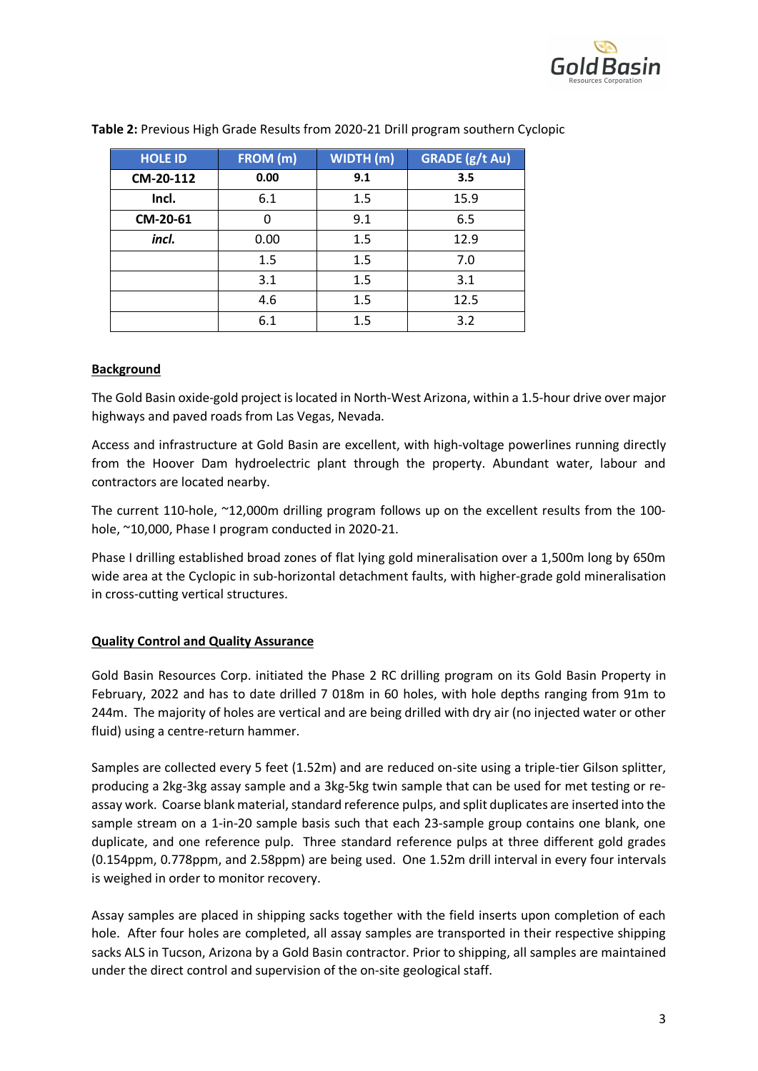**Table 2:** Previous High Grade Results from 2020-21 Drill program southern Cyclopic

| HOLE ID | FROM (m) | WIDTH (m) | GRADE (g/t Au) |
|---|---|---|---|
| **CM-20-112** | **0.00** | **9.1** | **3.5** |
| **Incl.** | 6.1 | 1.5 | 15.9 |
| **CM-20-61** | 0 | 9.1 | 6.5 |
| ***incl.*** | 0.00 | 1.5 | 12.9 |
| | 1.5 | 1.5 | 7.0 |
| | 3.1 | 1.5 | 3.1 |
| | 4.6 | 1.5 | 12.5 |
| | 6.1 | 1.5 | 3.2 |

## Background

The Gold Basin oxide-gold project is located in North-West Arizona, within a 1.5-hour drive over major highways and paved roads from Las Vegas, Nevada.

Access and infrastructure at Gold Basin are excellent, with high-voltage powerlines running directly from the Hoover Dam hydroelectric plant through the property. Abundant water, labour and contractors are located nearby.

The current 110-hole, ~12,000m drilling program follows up on the excellent results from the 100-hole, ~10,000, Phase I program conducted in 2020-21.

Phase I drilling established broad zones of flat lying gold mineralisation over a 1,500m long by 650m wide area at the Cyclopic in sub-horizontal detachment faults, with higher-grade gold mineralisation in cross-cutting vertical structures.

## Quality Control and Quality Assurance

Gold Basin Resources Corp. initiated the Phase 2 RC drilling program on its Gold Basin Property in February, 2022 and has to date drilled 7 018m in 60 holes, with hole depths ranging from 91m to 244m. The majority of holes are vertical and are being drilled with dry air (no injected water or other fluid) using a centre-return hammer.

Samples are collected every 5 feet (1.52m) and are reduced on-site using a triple-tier Gilson splitter, producing a 2kg-3kg assay sample and a 3kg-5kg twin sample that can be used for met testing or re-assay work. Coarse blank material, standard reference pulps, and split duplicates are inserted into the sample stream on a 1-in-20 sample basis such that each 23-sample group contains one blank, one duplicate, and one reference pulp. Three standard reference pulps at three different gold grades (0.154ppm, 0.778ppm, and 2.58ppm) are being used. One 1.52m drill interval in every four intervals is weighed in order to monitor recovery.

Assay samples are placed in shipping sacks together with the field inserts upon completion of each hole. After four holes are completed, all assay samples are transported in their respective shipping sacks ALS in Tucson, Arizona by a Gold Basin contractor. Prior to shipping, all samples are maintained under the direct control and supervision of the on-site geological staff.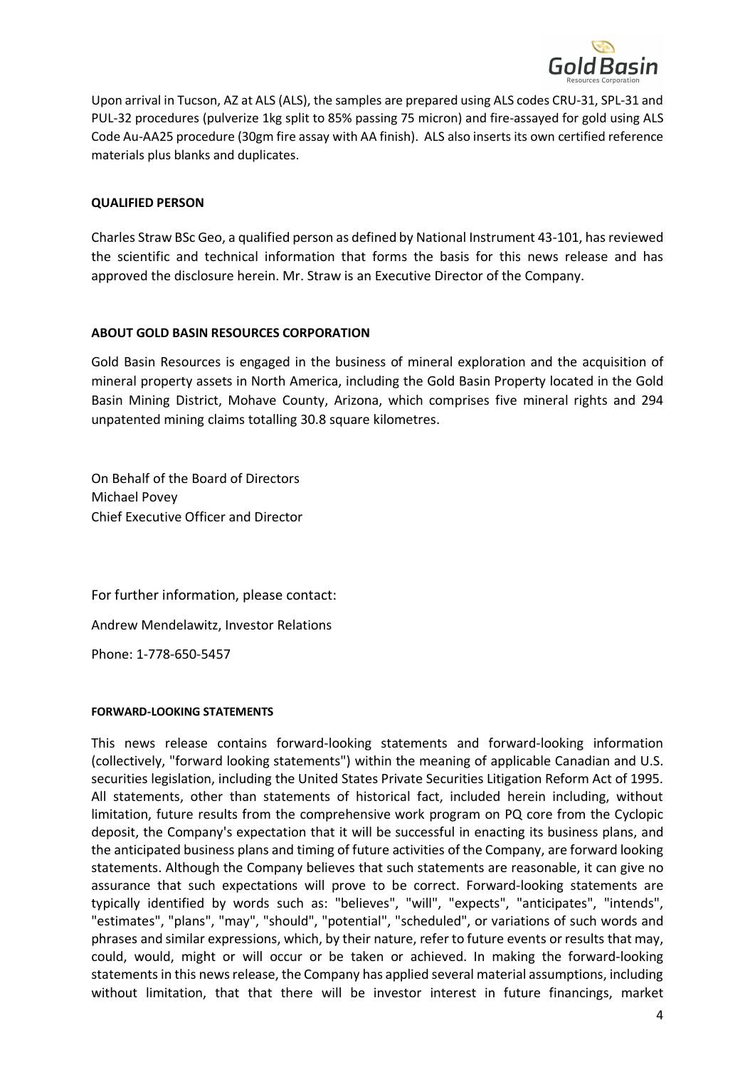Upon arrival in Tucson, AZ at ALS (ALS), the samples are prepared using ALS codes CRU-31, SPL-31 and PUL-32 procedures (pulverize 1kg split to 85% passing 75 micron) and fire-assayed for gold using ALS Code Au-AA25 procedure (30gm fire assay with AA finish). ALS also inserts its own certified reference materials plus blanks and duplicates.

**QUALIFIED PERSON**

Charles Straw BSc Geo, a qualified person as defined by National Instrument 43-101, has reviewed the scientific and technical information that forms the basis for this news release and has approved the disclosure herein. Mr. Straw is an Executive Director of the Company.

**ABOUT GOLD BASIN RESOURCES CORPORATION**

Gold Basin Resources is engaged in the business of mineral exploration and the acquisition of mineral property assets in North America, including the Gold Basin Property located in the Gold Basin Mining District, Mohave County, Arizona, which comprises five mineral rights and 294 unpatented mining claims totalling 30.8 square kilometres.

On Behalf of the Board of Directors
Michael Povey
Chief Executive Officer and Director

For further information, please contact:

Andrew Mendelawitz, Investor Relations

Phone: 1-778-650-5457

**FORWARD-LOOKING STATEMENTS**

This news release contains forward-looking statements and forward-looking information (collectively, "forward looking statements") within the meaning of applicable Canadian and U.S. securities legislation, including the United States Private Securities Litigation Reform Act of 1995. All statements, other than statements of historical fact, included herein including, without limitation, future results from the comprehensive work program on PQ core from the Cyclopic deposit, the Company's expectation that it will be successful in enacting its business plans, and the anticipated business plans and timing of future activities of the Company, are forward looking statements. Although the Company believes that such statements are reasonable, it can give no assurance that such expectations will prove to be correct. Forward-looking statements are typically identified by words such as: "believes", "will", "expects", "anticipates", "intends", "estimates", "plans", "may", "should", "potential", "scheduled", or variations of such words and phrases and similar expressions, which, by their nature, refer to future events or results that may, could, would, might or will occur or be taken or achieved. In making the forward-looking statements in this news release, the Company has applied several material assumptions, including without limitation, that that there will be investor interest in future financings, market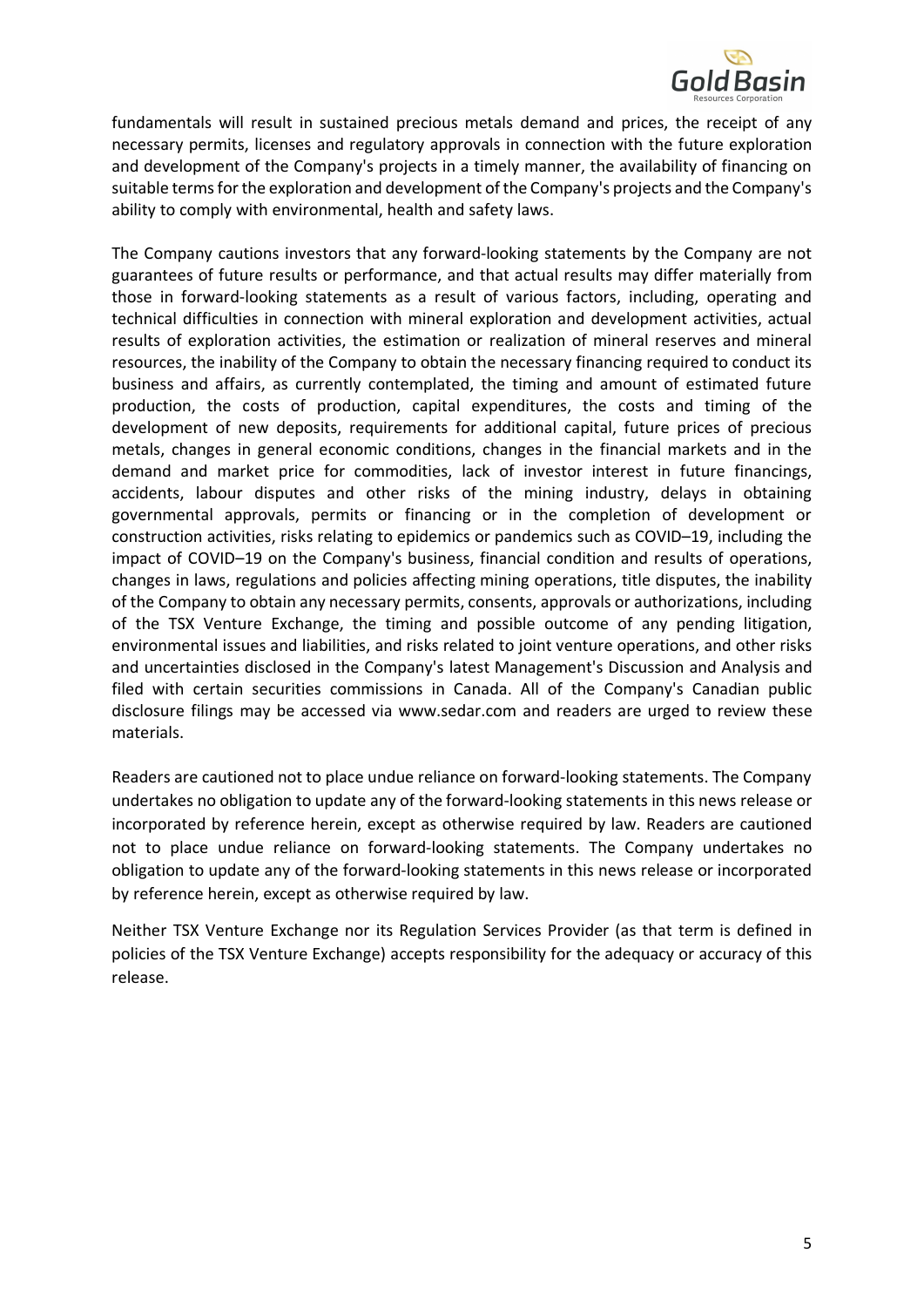fundamentals will result in sustained precious metals demand and prices, the receipt of any necessary permits, licenses and regulatory approvals in connection with the future exploration and development of the Company's projects in a timely manner, the availability of financing on suitable terms for the exploration and development of the Company's projects and the Company's ability to comply with environmental, health and safety laws.

The Company cautions investors that any forward-looking statements by the Company are not guarantees of future results or performance, and that actual results may differ materially from those in forward-looking statements as a result of various factors, including, operating and technical difficulties in connection with mineral exploration and development activities, actual results of exploration activities, the estimation or realization of mineral reserves and mineral resources, the inability of the Company to obtain the necessary financing required to conduct its business and affairs, as currently contemplated, the timing and amount of estimated future production, the costs of production, capital expenditures, the costs and timing of the development of new deposits, requirements for additional capital, future prices of precious metals, changes in general economic conditions, changes in the financial markets and in the demand and market price for commodities, lack of investor interest in future financings, accidents, labour disputes and other risks of the mining industry, delays in obtaining governmental approvals, permits or financing or in the completion of development or construction activities, risks relating to epidemics or pandemics such as COVID–19, including the impact of COVID–19 on the Company's business, financial condition and results of operations, changes in laws, regulations and policies affecting mining operations, title disputes, the inability of the Company to obtain any necessary permits, consents, approvals or authorizations, including of the TSX Venture Exchange, the timing and possible outcome of any pending litigation, environmental issues and liabilities, and risks related to joint venture operations, and other risks and uncertainties disclosed in the Company's latest Management's Discussion and Analysis and filed with certain securities commissions in Canada. All of the Company's Canadian public disclosure filings may be accessed via www.sedar.com and readers are urged to review these materials.

Readers are cautioned not to place undue reliance on forward-looking statements. The Company undertakes no obligation to update any of the forward-looking statements in this news release or incorporated by reference herein, except as otherwise required by law. Readers are cautioned not to place undue reliance on forward-looking statements. The Company undertakes no obligation to update any of the forward-looking statements in this news release or incorporated by reference herein, except as otherwise required by law.

Neither TSX Venture Exchange nor its Regulation Services Provider (as that term is defined in policies of the TSX Venture Exchange) accepts responsibility for the adequacy or accuracy of this release.